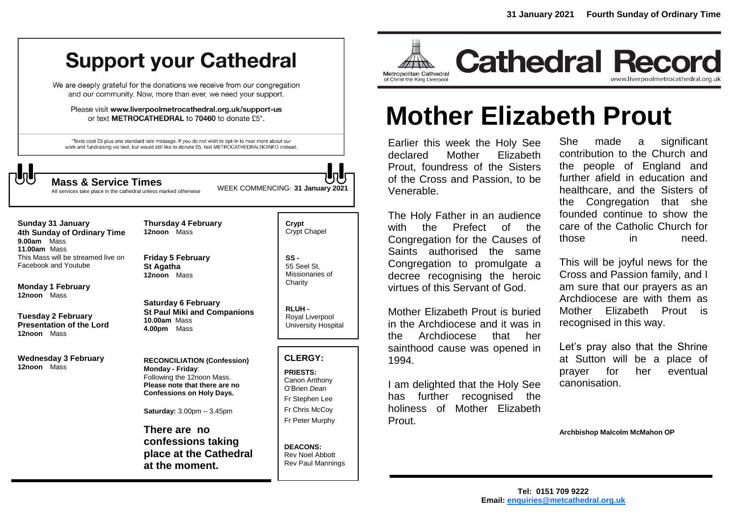# Support your Cathedral

We are deeply grateful for the donations we receive from our congregation and our community. Now, more than ever, we need your support.

Please visit **www.liverpoolmetrocathedral.org.uk/support-us** or text **METROCATHEDRAL** to **70460** to donate £5*.

*Texts cost £5 plus one standard rate message. If you do not wish to opt-in to hear more about our work and fundraising via text, but would still like to donate £5, text METROCATHEDRALNOINFO instead.

## Mass & Service Times

All services take place in the cathedral unless marked otherwise

WEEK COMMENCING: **31 January 2021**

**Sunday 31 January**
**4th Sunday of Ordinary Time**
**9.00am** Mass
**11.00am** Mass
This Mass will be streamed live on Facebook and Youtube

**Monday 1 February**
**12noon** Mass

**Tuesday 2 February**
**Presentation of the Lord**
**12noon** Mass

**Wednesday 3 February**
**12noon** Mass

**Thursday 4 February**
**12noon** Mass

**Friday 5 February**
**St Agatha**
**12noon** Mass

**Saturday 6 February**
**St Paul Miki and Companions**
**10.00am** Mass
**4.00pm** Mass

**RECONCILIATION (Confession)**
**Monday - Friday**:
Following the 12noon Mass.
**Please note that there are no Confessions on Holy Days.**

**Saturday:** 3.00pm – 3.45pm

**There are no confessions taking place at the Cathedral at the moment.**

**Crypt**
Crypt Chapel

**SS -**
55 Seel St, Missionaries of Charity

**RLUH -**
Royal Liverpool University Hospital

**CLERGY:**

**PRIESTS:**
Canon Anthony O'Brien *Dean*
Fr Stephen Lee
Fr Chris McCoy
Fr Peter Murphy

**DEACONS:**
Rev Noel Abbott
Rev Paul Mannings

**31 January 2021 Fourth Sunday of Ordinary Time**

Metropolitan Cathedral of Christ the King Liverpool

# Cathedral Record

www.liverpoolmetrocathedral.org.uk

# Mother Elizabeth Prout

Earlier this week the Holy See declared Mother Elizabeth Prout, foundress of the Sisters of the Cross and Passion, to be Venerable.

The Holy Father in an audience with the Prefect of the Congregation for the Causes of Saints authorised the same Congregation to promulgate a decree recognising the heroic virtues of this Servant of God.

Mother Elizabeth Prout is buried in the Archdiocese and it was in the Archdiocese that her sainthood cause was opened in 1994.

I am delighted that the Holy See has further recognised the holiness of Mother Elizabeth Prout.

She made a significant contribution to the Church and the people of England and further afield in education and healthcare, and the Sisters of the Congregation that she founded continue to show the care of the Catholic Church for those in need.

This will be joyful news for the Cross and Passion family, and I am sure that our prayers as an Archdiocese are with them as Mother Elizabeth Prout is recognised in this way.

Let's pray also that the Shrine at Sutton will be a place of prayer for her eventual canonisation.

**Archbishop Malcolm McMahon OP**

**Tel: 0151 709 9222**
**Email: enquiries@metcathedral.org.uk**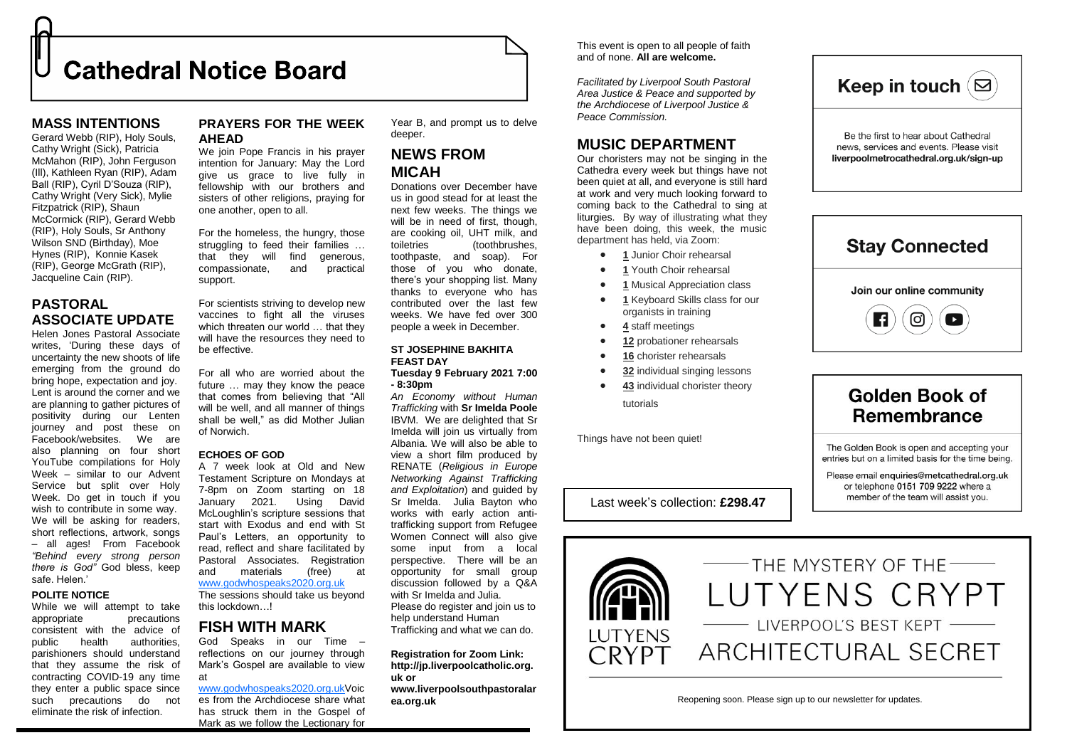# Cathedral Notice Board

## MASS INTENTIONS

Gerard Webb (RIP), Holy Souls, Cathy Wright (Sick), Patricia McMahon (RIP), John Ferguson (Ill), Kathleen Ryan (RIP), Adam Ball (RIP), Cyril D'Souza (RIP), Cathy Wright (Very Sick), Mylie Fitzpatrick (RIP), Shaun McCormick (RIP), Gerard Webb (RIP), Holy Souls, Sr Anthony Wilson SND (Birthday), Moe Hynes (RIP), Konnie Kasek (RIP), George McGrath (RIP), Jacqueline Cain (RIP).

## PASTORAL ASSOCIATE UPDATE

Helen Jones Pastoral Associate writes, 'During these days of uncertainty the new shoots of life emerging from the ground do bring hope, expectation and joy. Lent is around the corner and we are planning to gather pictures of positivity during our Lenten journey and post these on Facebook/websites. We are also planning on four short YouTube compilations for Holy Week – similar to our Advent Service but split over Holy Week. Do get in touch if you wish to contribute in some way. We will be asking for readers, short reflections, artwork, songs – all ages! From Facebook *"Behind every strong person there is God"* God bless, keep safe. Helen.'

### POLITE NOTICE

While we will attempt to take appropriate precautions consistent with the advice of public health authorities, parishioners should understand that they assume the risk of contracting COVID-19 any time they enter a public space since such precautions do not eliminate the risk of infection.

## PRAYERS FOR THE WEEK AHEAD

We join Pope Francis in his prayer intention for January: May the Lord give us grace to live fully in fellowship with our brothers and sisters of other religions, praying for one another, open to all.

For the homeless, the hungry, those struggling to feed their families … that they will find generous, compassionate, and practical support.

For scientists striving to develop new vaccines to fight all the viruses which threaten our world … that they will have the resources they need to be effective.

For all who are worried about the future … may they know the peace that comes from believing that "All will be well, and all manner of things shall be well," as did Mother Julian of Norwich.

### ECHOES OF GOD

A 7 week look at Old and New Testament Scripture on Mondays at 7-8pm on Zoom starting on 18 January 2021. Using David McLoughlin's scripture sessions that start with Exodus and end with St Paul's Letters, an opportunity to read, reflect and share facilitated by Pastoral Associates. Registration and materials (free) at www.godwhospeaks2020.org.uk

The sessions should take us beyond this lockdown…!

## FISH WITH MARK

God Speaks in our Time – reflections on our journey through Mark's Gospel are available to view at www.godwhospeaks2020.org.ukVoices from the Archdiocese share what has struck them in the Gospel of Mark as we follow the Lectionary for Year B, and prompt us to delve deeper.

## NEWS FROM MICAH

Donations over December have us in good stead for at least the next few weeks. The things we will be in need of first, though, are cooking oil, UHT milk, and toiletries (toothbrushes, toothpaste, and soap). For those of you who donate, there's your shopping list. Many thanks to everyone who has contributed over the last few weeks. We have fed over 300 people a week in December.

### ST JOSEPHINE BAKHITA FEAST DAY

**Tuesday 9 February 2021 7:00 - 8:30pm**

*An Economy without Human Trafficking* with **Sr Imelda Poole** IBVM. We are delighted that Sr Imelda will join us virtually from Albania. We will also be able to view a short film produced by RENATE (*Religious in Europe Networking Against Trafficking and Exploitation*) and guided by Sr Imelda. Julia Bayton who works with early action anti-trafficking support from Refugee Women Connect will also give some input from a local perspective. There will be an opportunity for small group discussion followed by a Q&A with Sr Imelda and Julia.

Please do register and join us to help understand Human Trafficking and what we can do.

**Registration for Zoom Link: http://jp.liverpoolcatholic.org.uk or www.liverpoolsouthpastoralarea.org.uk**

This event is open to all people of faith and of none. **All are welcome.**

*Facilitated by Liverpool South Pastoral Area Justice & Peace and supported by the Archdiocese of Liverpool Justice & Peace Commission.*

## MUSIC DEPARTMENT

Our choristers may not be singing in the Cathedra every week but things have not been quiet at all, and everyone is still hard at work and very much looking forward to coming back to the Cathedral to sing at liturgies. By way of illustrating what they have been doing, this week, the music department has held, via Zoom:

- **1** Junior Choir rehearsal
- **1** Youth Choir rehearsal
- **1** Musical Appreciation class
- **1** Keyboard Skills class for our organists in training
- **4** staff meetings
- **12** probationer rehearsals
- **16** chorister rehearsals
- **32** individual singing lessons
- **43** individual chorister theory tutorials

Things have not been quiet!

Last week's collection: **£298.47**

## Keep in touch

Be the first to hear about Cathedral news, services and events. Please visit **liverpoolmetrocathedral.org.uk/sign-up**

## Stay Connected

Join our online community

## Golden Book of Remembrance

The Golden Book is open and accepting your entries but on a limited basis for the time being.

Please email enquiries@metcathedral.org.uk or telephone 0151 709 9222 where a member of the team will assist you.

LUTYENS CRYPT

THE MYSTERY OF THE LUTYENS CRYPT – LIVERPOOL'S BEST KEPT ARCHITECTURAL SECRET

Reopening soon. Please sign up to our newsletter for updates.